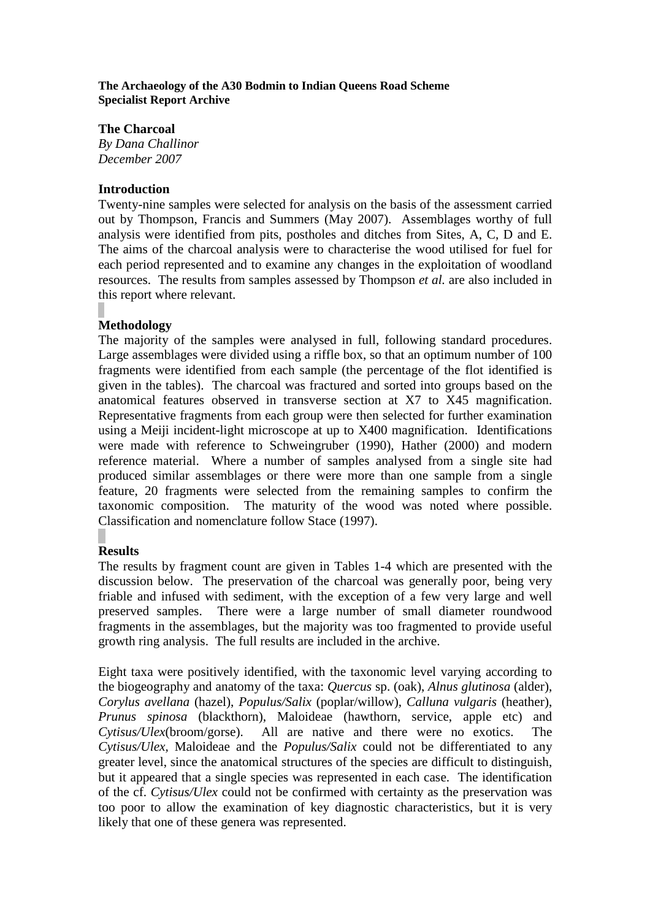**The Archaeology of the A30 Bodmin to Indian Queens Road Scheme**
**Specialist Report Archive**

## The Charcoal

*By Dana Challinor*
*December 2007*

### Introduction

Twenty-nine samples were selected for analysis on the basis of the assessment carried out by Thompson, Francis and Summers (May 2007). Assemblages worthy of full analysis were identified from pits, postholes and ditches from Sites, A, C, D and E. The aims of the charcoal analysis were to characterise the wood utilised for fuel for each period represented and to examine any changes in the exploitation of woodland resources. The results from samples assessed by Thompson *et al.* are also included in this report where relevant.

### Methodology

The majority of the samples were analysed in full, following standard procedures. Large assemblages were divided using a riffle box, so that an optimum number of 100 fragments were identified from each sample (the percentage of the flot identified is given in the tables). The charcoal was fractured and sorted into groups based on the anatomical features observed in transverse section at X7 to X45 magnification. Representative fragments from each group were then selected for further examination using a Meiji incident-light microscope at up to X400 magnification. Identifications were made with reference to Schweingruber (1990), Hather (2000) and modern reference material. Where a number of samples analysed from a single site had produced similar assemblages or there were more than one sample from a single feature, 20 fragments were selected from the remaining samples to confirm the taxonomic composition. The maturity of the wood was noted where possible. Classification and nomenclature follow Stace (1997).

### Results

The results by fragment count are given in Tables 1-4 which are presented with the discussion below. The preservation of the charcoal was generally poor, being very friable and infused with sediment, with the exception of a few very large and well preserved samples. There were a large number of small diameter roundwood fragments in the assemblages, but the majority was too fragmented to provide useful growth ring analysis. The full results are included in the archive.

Eight taxa were positively identified, with the taxonomic level varying according to the biogeography and anatomy of the taxa: *Quercus* sp. (oak), *Alnus glutinosa* (alder), *Corylus avellana* (hazel), *Populus/Salix* (poplar/willow), *Calluna vulgaris* (heather), *Prunus spinosa* (blackthorn), Maloideae (hawthorn, service, apple etc) and *Cytisus/Ulex*(broom/gorse). All are native and there were no exotics. The *Cytisus/Ulex,* Maloideae and the *Populus/Salix* could not be differentiated to any greater level, since the anatomical structures of the species are difficult to distinguish, but it appeared that a single species was represented in each case. The identification of the cf. *Cytisus/Ulex* could not be confirmed with certainty as the preservation was too poor to allow the examination of key diagnostic characteristics, but it is very likely that one of these genera was represented.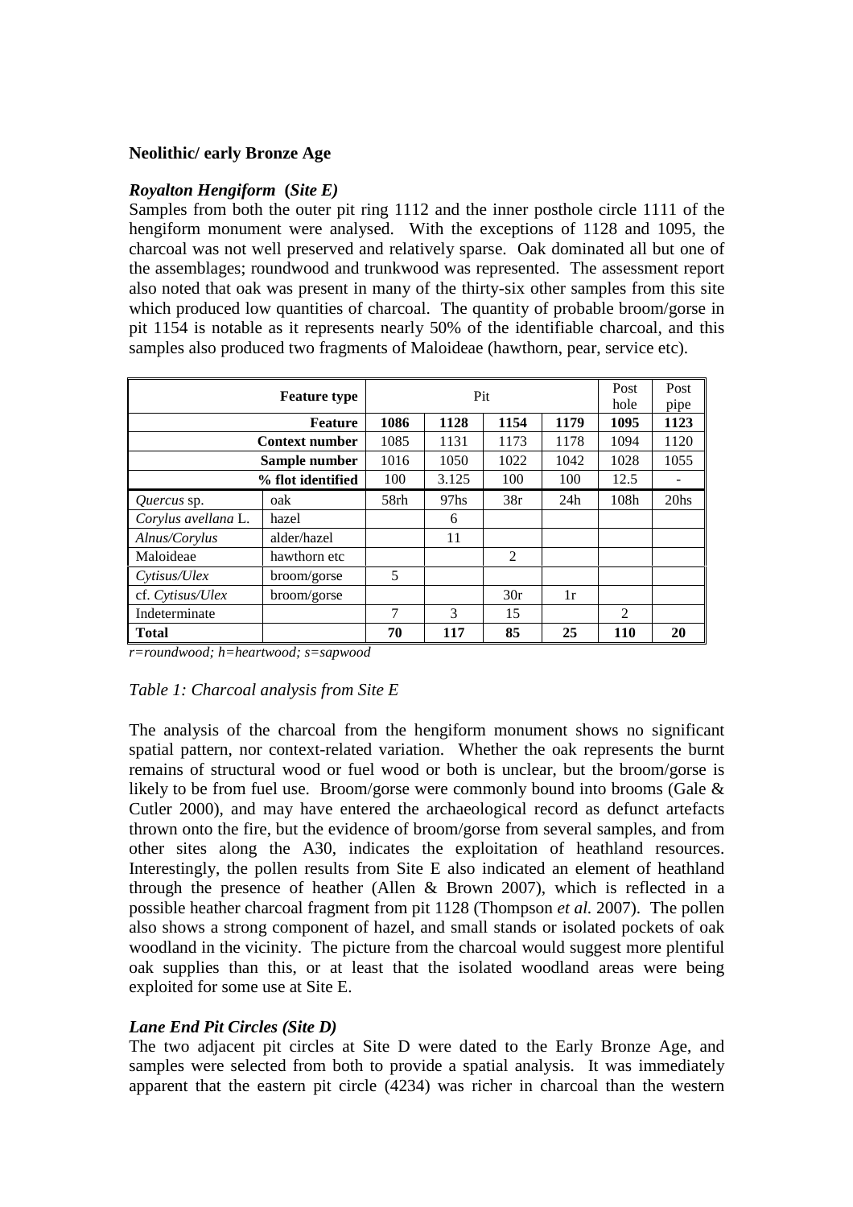### Neolithic/ early Bronze Age

#### *Royalton Hengiform (Site E)*

Samples from both the outer pit ring 1112 and the inner posthole circle 1111 of the hengiform monument were analysed. With the exceptions of 1128 and 1095, the charcoal was not well preserved and relatively sparse. Oak dominated all but one of the assemblages; roundwood and trunkwood was represented. The assessment report also noted that oak was present in many of the thirty-six other samples from this site which produced low quantities of charcoal. The quantity of probable broom/gorse in pit 1154 is notable as it represents nearly 50% of the identifiable charcoal, and this samples also produced two fragments of Maloideae (hawthorn, pear, service etc).

| | **Feature type** | Pit | | | | Post hole | Post pipe |
|---|---|---|---|---|---|---|---|
| | **Feature** | **1086** | **1128** | **1154** | **1179** | **1095** | **1123** |
| | **Context number** | 1085 | 1131 | 1173 | 1178 | 1094 | 1120 |
| | **Sample number** | 1016 | 1050 | 1022 | 1042 | 1028 | 1055 |
| | **% flot identified** | 100 | 3.125 | 100 | 100 | 12.5 | - |
| *Quercus* sp. | oak | 58rh | 97hs | 38r | 24h | 108h | 20hs |
| *Corylus avellana* L. | hazel | | 6 | | | | |
| *Alnus/Corylus* | alder/hazel | | 11 | | | | |
| Maloideae | hawthorn etc | | | 2 | | | |
| *Cytisus/Ulex* | broom/gorse | 5 | | | | | |
| cf. *Cytisus/Ulex* | broom/gorse | | | 30r | 1r | | |
| Indeterminate | | 7 | 3 | 15 | | 2 | |
| **Total** | | **70** | **117** | **85** | **25** | **110** | **20** |

*r=roundwood; h=heartwood; s=sapwood*

*Table 1: Charcoal analysis from Site E*

The analysis of the charcoal from the hengiform monument shows no significant spatial pattern, nor context-related variation. Whether the oak represents the burnt remains of structural wood or fuel wood or both is unclear, but the broom/gorse is likely to be from fuel use. Broom/gorse were commonly bound into brooms (Gale & Cutler 2000), and may have entered the archaeological record as defunct artefacts thrown onto the fire, but the evidence of broom/gorse from several samples, and from other sites along the A30, indicates the exploitation of heathland resources. Interestingly, the pollen results from Site E also indicated an element of heathland through the presence of heather (Allen & Brown 2007), which is reflected in a possible heather charcoal fragment from pit 1128 (Thompson *et al.* 2007). The pollen also shows a strong component of hazel, and small stands or isolated pockets of oak woodland in the vicinity. The picture from the charcoal would suggest more plentiful oak supplies than this, or at least that the isolated woodland areas were being exploited for some use at Site E.

#### *Lane End Pit Circles (Site D)*

The two adjacent pit circles at Site D were dated to the Early Bronze Age, and samples were selected from both to provide a spatial analysis. It was immediately apparent that the eastern pit circle (4234) was richer in charcoal than the western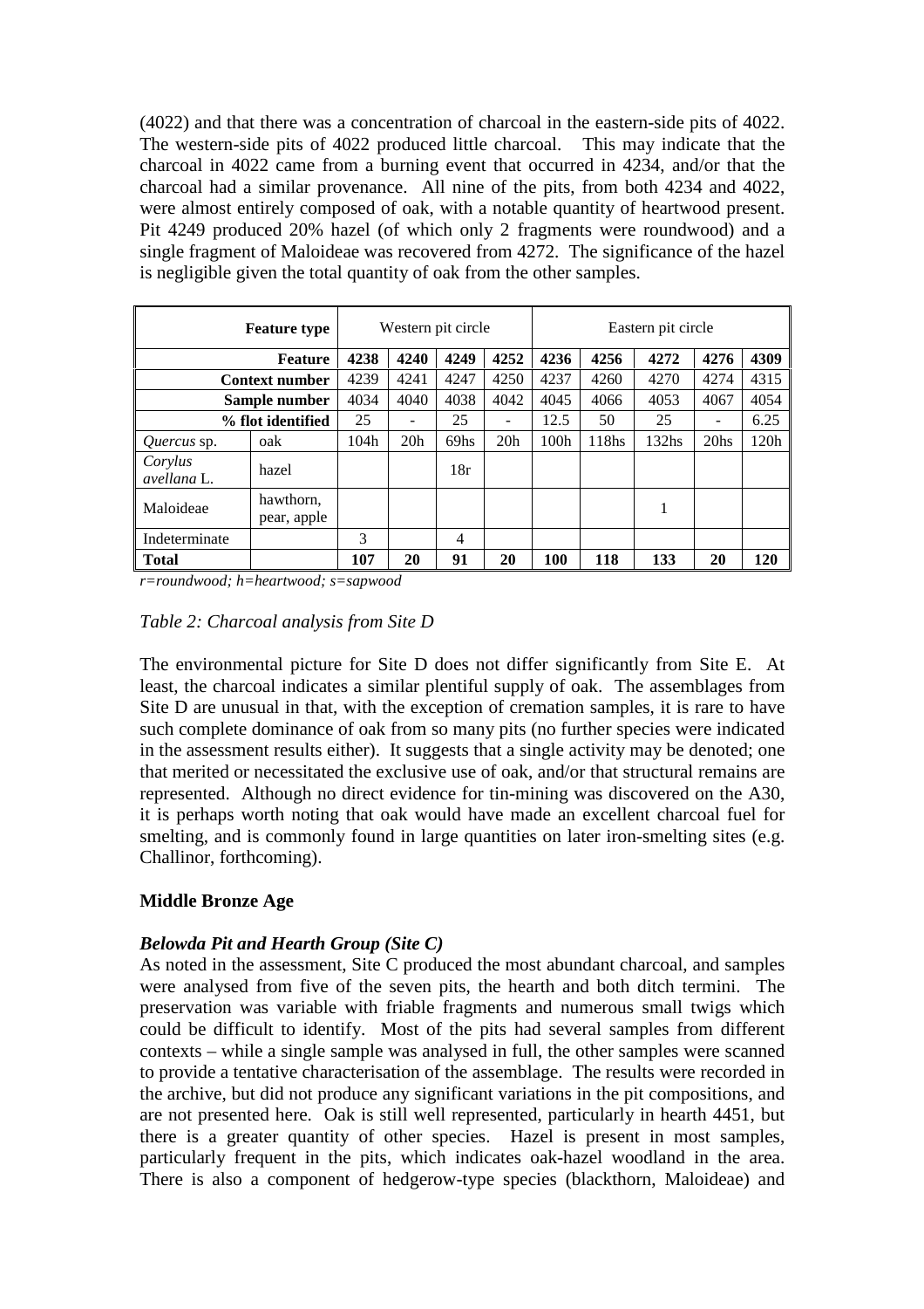(4022) and that there was a concentration of charcoal in the eastern-side pits of 4022. The western-side pits of 4022 produced little charcoal. This may indicate that the charcoal in 4022 came from a burning event that occurred in 4234, and/or that the charcoal had a similar provenance. All nine of the pits, from both 4234 and 4022, were almost entirely composed of oak, with a notable quantity of heartwood present. Pit 4249 produced 20% hazel (of which only 2 fragments were roundwood) and a single fragment of Maloideae was recovered from 4272. The significance of the hazel is negligible given the total quantity of oak from the other samples.

| Feature type | | Western pit circle | | | | Eastern pit circle | | | | |
|---|---|---|---|---|---|---|---|---|---|---|
| Feature | | 4238 | 4240 | 4249 | 4252 | 4236 | 4256 | 4272 | 4276 | 4309 |
| Context number | | 4239 | 4241 | 4247 | 4250 | 4237 | 4260 | 4270 | 4274 | 4315 |
| Sample number | | 4034 | 4040 | 4038 | 4042 | 4045 | 4066 | 4053 | 4067 | 4054 |
| % flot identified | | 25 | - | 25 | - | 12.5 | 50 | 25 | - | 6.25 |
| *Quercus* sp. | oak | 104h | 20h | 69hs | 20h | 100h | 118hs | 132hs | 20hs | 120h |
| *Corylus avellana* L. | hazel | | | 18r | | | | | | |
| Maloideae | hawthorn, pear, apple | | | | | | | 1 | | |
| Indeterminate | | 3 | | 4 | | | | | | |
| **Total** | | **107** | **20** | **91** | **20** | **100** | **118** | **133** | **20** | **120** |

*r=roundwood; h=heartwood; s=sapwood*

*Table 2: Charcoal analysis from Site D*

The environmental picture for Site D does not differ significantly from Site E. At least, the charcoal indicates a similar plentiful supply of oak. The assemblages from Site D are unusual in that, with the exception of cremation samples, it is rare to have such complete dominance of oak from so many pits (no further species were indicated in the assessment results either). It suggests that a single activity may be denoted; one that merited or necessitated the exclusive use of oak, and/or that structural remains are represented. Although no direct evidence for tin-mining was discovered on the A30, it is perhaps worth noting that oak would have made an excellent charcoal fuel for smelting, and is commonly found in large quantities on later iron-smelting sites (e.g. Challinor, forthcoming).

## Middle Bronze Age

### *Belowda Pit and Hearth Group (Site C)*

As noted in the assessment, Site C produced the most abundant charcoal, and samples were analysed from five of the seven pits, the hearth and both ditch termini. The preservation was variable with friable fragments and numerous small twigs which could be difficult to identify. Most of the pits had several samples from different contexts – while a single sample was analysed in full, the other samples were scanned to provide a tentative characterisation of the assemblage. The results were recorded in the archive, but did not produce any significant variations in the pit compositions, and are not presented here. Oak is still well represented, particularly in hearth 4451, but there is a greater quantity of other species. Hazel is present in most samples, particularly frequent in the pits, which indicates oak-hazel woodland in the area. There is also a component of hedgerow-type species (blackthorn, Maloideae) and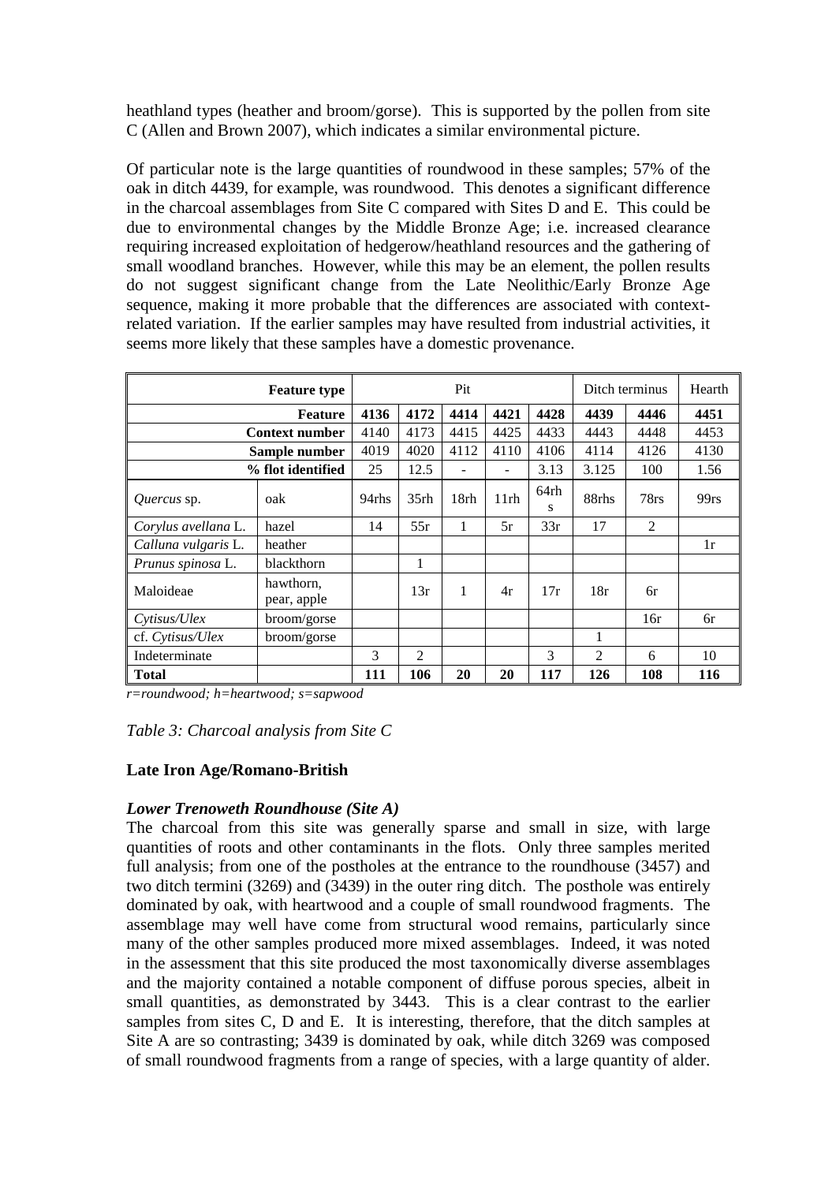heathland types (heather and broom/gorse). This is supported by the pollen from site C (Allen and Brown 2007), which indicates a similar environmental picture.

Of particular note is the large quantities of roundwood in these samples; 57% of the oak in ditch 4439, for example, was roundwood. This denotes a significant difference in the charcoal assemblages from Site C compared with Sites D and E. This could be due to environmental changes by the Middle Bronze Age; i.e. increased clearance requiring increased exploitation of hedgerow/heathland resources and the gathering of small woodland branches. However, while this may be an element, the pollen results do not suggest significant change from the Late Neolithic/Early Bronze Age sequence, making it more probable that the differences are associated with context-related variation. If the earlier samples may have resulted from industrial activities, it seems more likely that these samples have a domestic provenance.

| Feature type | | Pit | | | | | Ditch terminus | | Hearth |
|---|---|---|---|---|---|---|---|---|---|
| Feature | | **4136** | **4172** | **4414** | **4421** | **4428** | **4439** | **4446** | **4451** |
| Context number | | 4140 | 4173 | 4415 | 4425 | 4433 | 4443 | 4448 | 4453 |
| Sample number | | 4019 | 4020 | 4112 | 4110 | 4106 | 4114 | 4126 | 4130 |
| % flot identified | | 25 | 12.5 | - | - | 3.13 | 3.125 | 100 | 1.56 |
| *Quercus* sp. | oak | 94rhs | 35rh | 18rh | 11rh | 64rhs | 88rhs | 78rs | 99rs |
| *Corylus avellana* L. | hazel | 14 | 55r | 1 | 5r | 33r | 17 | 2 | |
| *Calluna vulgaris* L. | heather | | | | | | | | 1r |
| *Prunus spinosa* L. | blackthorn | | 1 | | | | | | |
| Maloideae | hawthorn, pear, apple | | 13r | 1 | 4r | 17r | 18r | 6r | |
| *Cytisus/Ulex* | broom/gorse | | | | | | | 16r | 6r |
| cf. *Cytisus/Ulex* | broom/gorse | | | | | | 1 | | |
| Indeterminate | | 3 | 2 | | | 3 | 2 | 6 | 10 |
| **Total** | | **111** | **106** | **20** | **20** | **117** | **126** | **108** | **116** |

*r=roundwood; h=heartwood; s=sapwood*

*Table 3: Charcoal analysis from Site C*

**Late Iron Age/Romano-British**

***Lower Trenoweth Roundhouse (Site A)***

The charcoal from this site was generally sparse and small in size, with large quantities of roots and other contaminants in the flots. Only three samples merited full analysis; from one of the postholes at the entrance to the roundhouse (3457) and two ditch termini (3269) and (3439) in the outer ring ditch. The posthole was entirely dominated by oak, with heartwood and a couple of small roundwood fragments. The assemblage may well have come from structural wood remains, particularly since many of the other samples produced more mixed assemblages. Indeed, it was noted in the assessment that this site produced the most taxonomically diverse assemblages and the majority contained a notable component of diffuse porous species, albeit in small quantities, as demonstrated by 3443. This is a clear contrast to the earlier samples from sites C, D and E. It is interesting, therefore, that the ditch samples at Site A are so contrasting; 3439 is dominated by oak, while ditch 3269 was composed of small roundwood fragments from a range of species, with a large quantity of alder.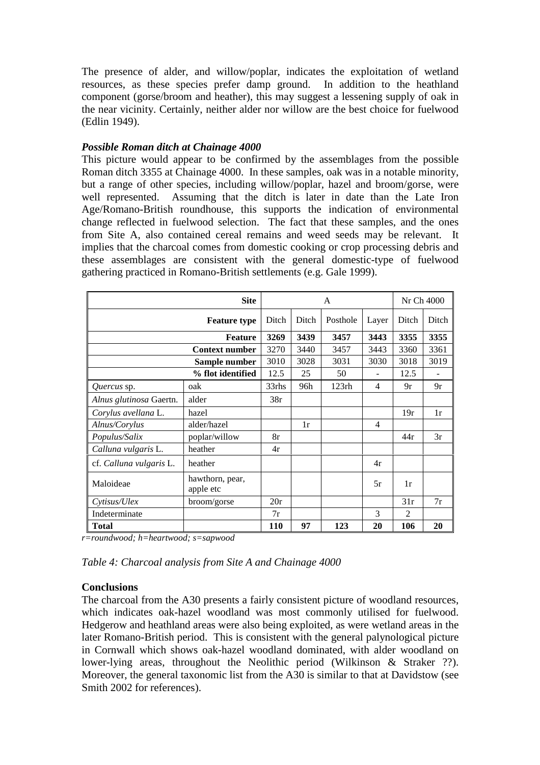The presence of alder, and willow/poplar, indicates the exploitation of wetland resources, as these species prefer damp ground. In addition to the heathland component (gorse/broom and heather), this may suggest a lessening supply of oak in the near vicinity. Certainly, neither alder nor willow are the best choice for fuelwood (Edlin 1949).

### *Possible Roman ditch at Chainage 4000*

This picture would appear to be confirmed by the assemblages from the possible Roman ditch 3355 at Chainage 4000. In these samples, oak was in a notable minority, but a range of other species, including willow/poplar, hazel and broom/gorse, were well represented. Assuming that the ditch is later in date than the Late Iron Age/Romano-British roundhouse, this supports the indication of environmental change reflected in fuelwood selection. The fact that these samples, and the ones from Site A, also contained cereal remains and weed seeds may be relevant. It implies that the charcoal comes from domestic cooking or crop processing debris and these assemblages are consistent with the general domestic-type of fuelwood gathering practiced in Romano-British settlements (e.g. Gale 1999).

| | **Site** | A | | | | Nr Ch 4000 | |
|---|---|---|---|---|---|---|---|
| | **Feature type** | Ditch | Ditch | Posthole | Layer | Ditch | Ditch |
| | **Feature** | **3269** | **3439** | **3457** | **3443** | **3355** | **3355** |
| | **Context number** | 3270 | 3440 | 3457 | 3443 | 3360 | 3361 |
| | **Sample number** | 3010 | 3028 | 3031 | 3030 | 3018 | 3019 |
| | **% flot identified** | 12.5 | 25 | 50 | - | 12.5 | - |
| *Quercus* sp. | oak | 33rhs | 96h | 123rh | 4 | 9r | 9r |
| *Alnus glutinosa* Gaertn. | alder | 38r | | | | | |
| *Corylus avellana* L. | hazel | | | | | 19r | 1r |
| *Alnus/Corylus* | alder/hazel | | 1r | | 4 | | |
| *Populus/Salix* | poplar/willow | 8r | | | | 44r | 3r |
| *Calluna vulgaris* L. | heather | 4r | | | | | |
| cf. *Calluna vulgaris* L. | heather | | | | 4r | | |
| Maloideae | hawthorn, pear, apple etc | | | | 5r | 1r | |
| *Cytisus/Ulex* | broom/gorse | 20r | | | | 31r | 7r |
| Indeterminate | | 7r | | | 3 | 2 | |
| **Total** | | **110** | **97** | **123** | **20** | **106** | **20** |

*r=roundwood; h=heartwood; s=sapwood*

*Table 4: Charcoal analysis from Site A and Chainage 4000*

### **Conclusions**

The charcoal from the A30 presents a fairly consistent picture of woodland resources, which indicates oak-hazel woodland was most commonly utilised for fuelwood. Hedgerow and heathland areas were also being exploited, as were wetland areas in the later Romano-British period. This is consistent with the general palynological picture in Cornwall which shows oak-hazel woodland dominated, with alder woodland on lower-lying areas, throughout the Neolithic period (Wilkinson & Straker ??). Moreover, the general taxonomic list from the A30 is similar to that at Davidstow (see Smith 2002 for references).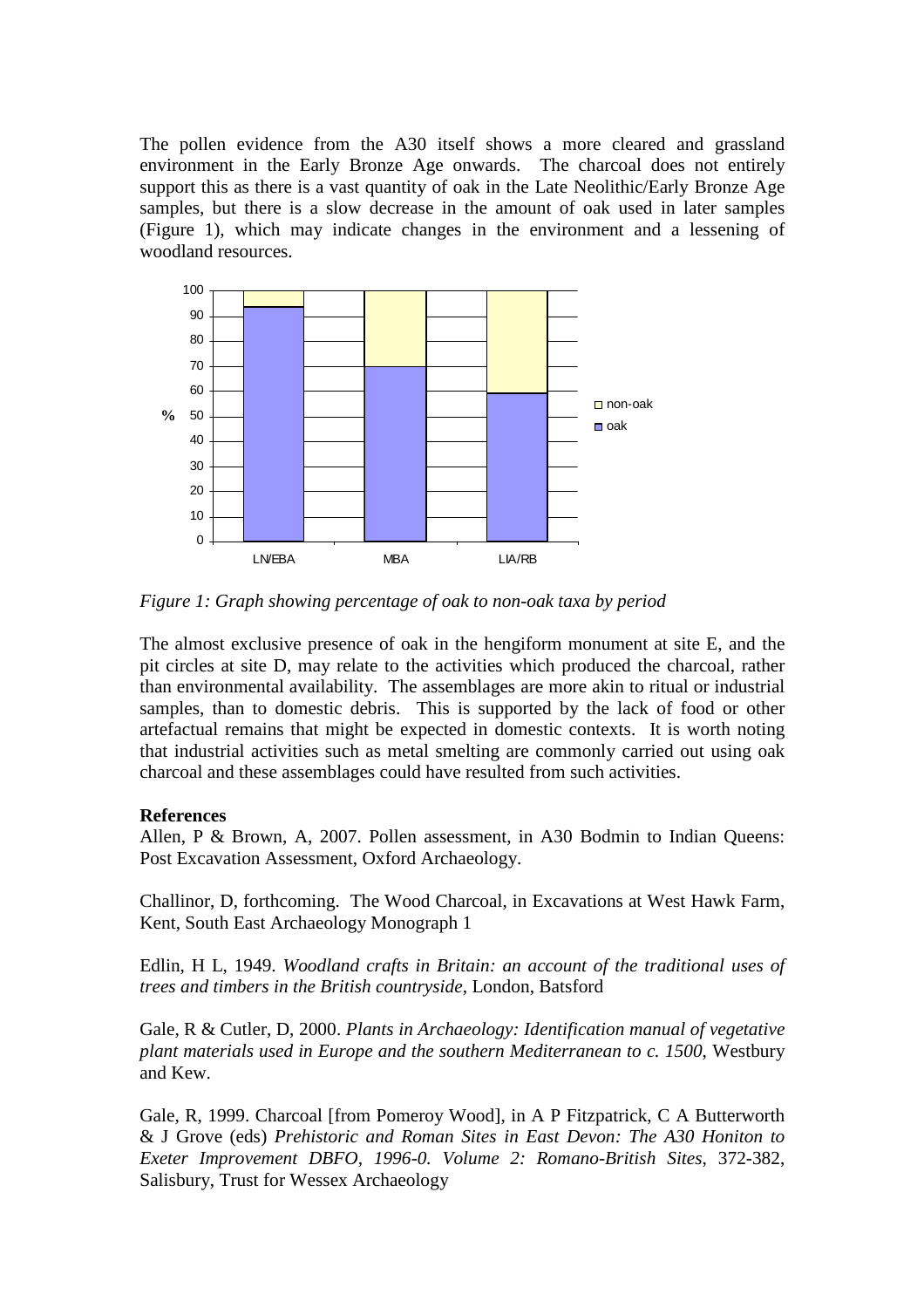The pollen evidence from the A30 itself shows a more cleared and grassland environment in the Early Bronze Age onwards. The charcoal does not entirely support this as there is a vast quantity of oak in the Late Neolithic/Early Bronze Age samples, but there is a slow decrease in the amount of oak used in later samples (Figure 1), which may indicate changes in the environment and a lessening of woodland resources.

*Figure 1: Graph showing percentage of oak to non-oak taxa by period*

The almost exclusive presence of oak in the hengiform monument at site E, and the pit circles at site D, may relate to the activities which produced the charcoal, rather than environmental availability. The assemblages are more akin to ritual or industrial samples, than to domestic debris. This is supported by the lack of food or other artefactual remains that might be expected in domestic contexts. It is worth noting that industrial activities such as metal smelting are commonly carried out using oak charcoal and these assemblages could have resulted from such activities.

**References**

Allen, P & Brown, A, 2007. Pollen assessment, in A30 Bodmin to Indian Queens: Post Excavation Assessment, Oxford Archaeology.

Challinor, D, forthcoming. The Wood Charcoal, in Excavations at West Hawk Farm, Kent, South East Archaeology Monograph 1

Edlin, H L, 1949. *Woodland crafts in Britain: an account of the traditional uses of trees and timbers in the British countryside*, London, Batsford

Gale, R & Cutler, D, 2000. *Plants in Archaeology: Identification manual of vegetative plant materials used in Europe and the southern Mediterranean to c. 1500*, Westbury and Kew.

Gale, R, 1999. Charcoal [from Pomeroy Wood], in A P Fitzpatrick, C A Butterworth & J Grove (eds) *Prehistoric and Roman Sites in East Devon: The A30 Honiton to Exeter Improvement DBFO, 1996-0. Volume 2: Romano-British Sites*, 372-382, Salisbury, Trust for Wessex Archaeology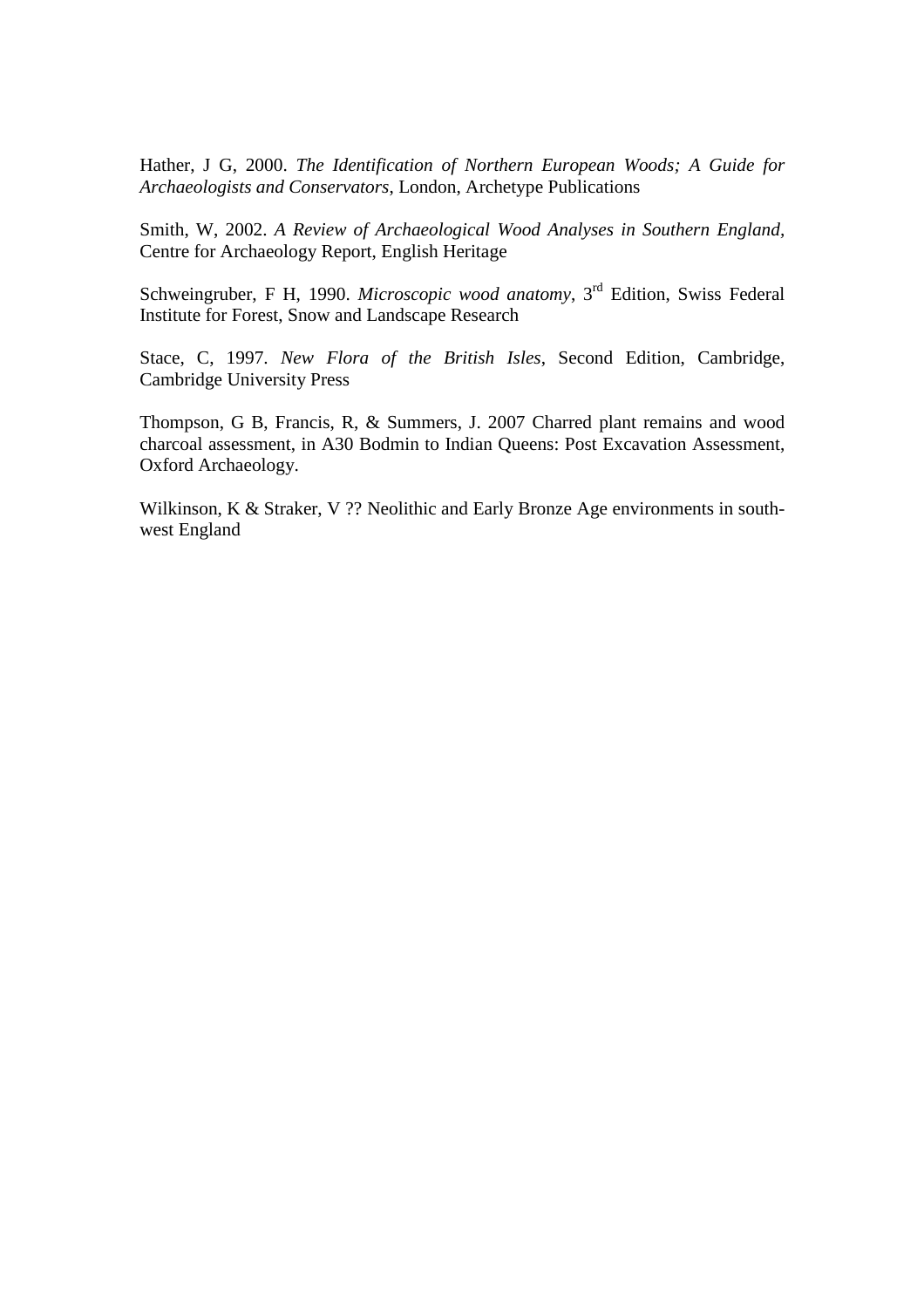Hather, J G, 2000. *The Identification of Northern European Woods; A Guide for Archaeologists and Conservators*, London, Archetype Publications

Smith, W, 2002. *A Review of Archaeological Wood Analyses in Southern England*, Centre for Archaeology Report, English Heritage

Schweingruber, F H, 1990. *Microscopic wood anatomy*, 3rd Edition, Swiss Federal Institute for Forest, Snow and Landscape Research

Stace, C, 1997. *New Flora of the British Isles*, Second Edition, Cambridge, Cambridge University Press

Thompson, G B, Francis, R, & Summers, J. 2007 Charred plant remains and wood charcoal assessment, in A30 Bodmin to Indian Queens: Post Excavation Assessment, Oxford Archaeology.

Wilkinson, K & Straker, V ?? Neolithic and Early Bronze Age environments in south-west England